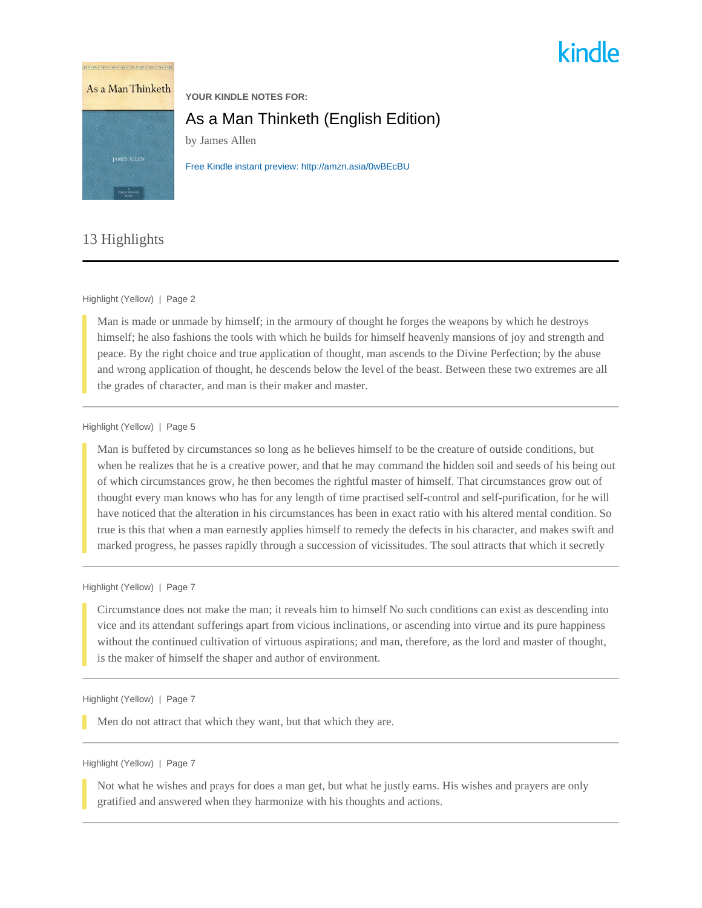kindle

YOUR KINDLE NOTES FOR:

# As a Man Thinketh (English Edition)

by James Allen

Free Kindle instant preview: http://amzn.asia/0wBEcBU

## 13 Highlights

---

Highlight (Yellow) | Page 2

> Man is made or unmade by himself; in the armoury of thought he forges the weapons by which he destroys himself; he also fashions the tools with which he builds for himself heavenly mansions of joy and strength and peace. By the right choice and true application of thought, man ascends to the Divine Perfection; by the abuse and wrong application of thought, he descends below the level of the beast. Between these two extremes are all the grades of character, and man is their maker and master.

---

Highlight (Yellow) | Page 5

> Man is buffeted by circumstances so long as he believes himself to be the creature of outside conditions, but when he realizes that he is a creative power, and that he may command the hidden soil and seeds of his being out of which circumstances grow, he then becomes the rightful master of himself. That circumstances grow out of thought every man knows who has for any length of time practised self-control and self-purification, for he will have noticed that the alteration in his circumstances has been in exact ratio with his altered mental condition. So true is this that when a man earnestly applies himself to remedy the defects in his character, and makes swift and marked progress, he passes rapidly through a succession of vicissitudes. The soul attracts that which it secretly

---

Highlight (Yellow) | Page 7

> Circumstance does not make the man; it reveals him to himself No such conditions can exist as descending into vice and its attendant sufferings apart from vicious inclinations, or ascending into virtue and its pure happiness without the continued cultivation of virtuous aspirations; and man, therefore, as the lord and master of thought, is the maker of himself the shaper and author of environment.

---

Highlight (Yellow) | Page 7

> Men do not attract that which they want, but that which they are.

---

Highlight (Yellow) | Page 7

> Not what he wishes and prays for does a man get, but what he justly earns. His wishes and prayers are only gratified and answered when they harmonize with his thoughts and actions.

---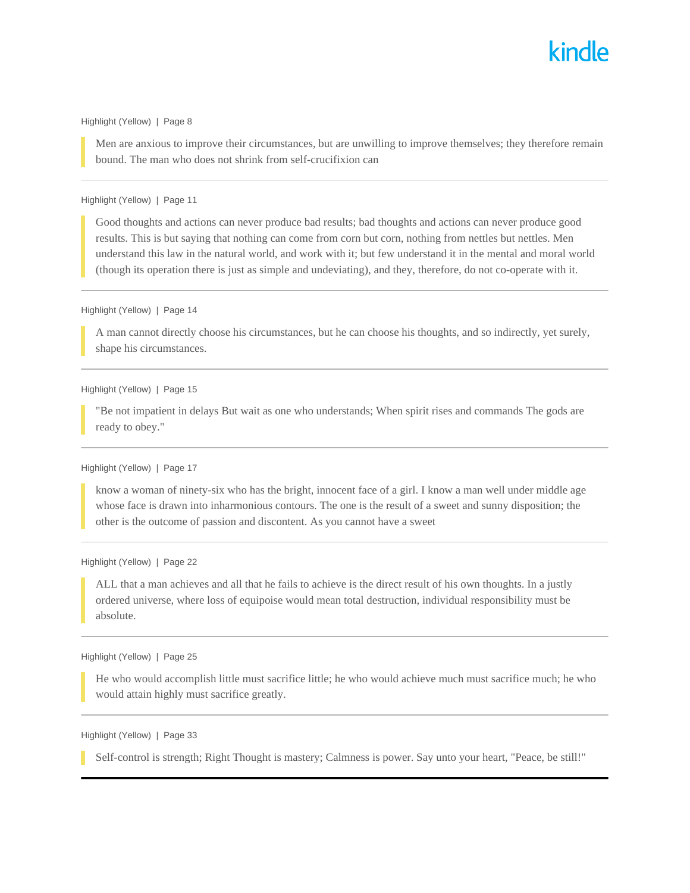Highlight (Yellow) | Page 8

> Men are anxious to improve their circumstances, but are unwilling to improve themselves; they therefore remain bound. The man who does not shrink from self-crucifixion can

---

Highlight (Yellow) | Page 11

> Good thoughts and actions can never produce bad results; bad thoughts and actions can never produce good results. This is but saying that nothing can come from corn but corn, nothing from nettles but nettles. Men understand this law in the natural world, and work with it; but few understand it in the mental and moral world (though its operation there is just as simple and undeviating), and they, therefore, do not co-operate with it.

---

Highlight (Yellow) | Page 14

> A man cannot directly choose his circumstances, but he can choose his thoughts, and so indirectly, yet surely, shape his circumstances.

---

Highlight (Yellow) | Page 15

> "Be not impatient in delays But wait as one who understands; When spirit rises and commands The gods are ready to obey."

---

Highlight (Yellow) | Page 17

> know a woman of ninety-six who has the bright, innocent face of a girl. I know a man well under middle age whose face is drawn into inharmonious contours. The one is the result of a sweet and sunny disposition; the other is the outcome of passion and discontent. As you cannot have a sweet

---

Highlight (Yellow) | Page 22

> ALL that a man achieves and all that he fails to achieve is the direct result of his own thoughts. In a justly ordered universe, where loss of equipoise would mean total destruction, individual responsibility must be absolute.

---

Highlight (Yellow) | Page 25

> He who would accomplish little must sacrifice little; he who would achieve much must sacrifice much; he who would attain highly must sacrifice greatly.

---

Highlight (Yellow) | Page 33

> Self-control is strength; Right Thought is mastery; Calmness is power. Say unto your heart, "Peace, be still!"